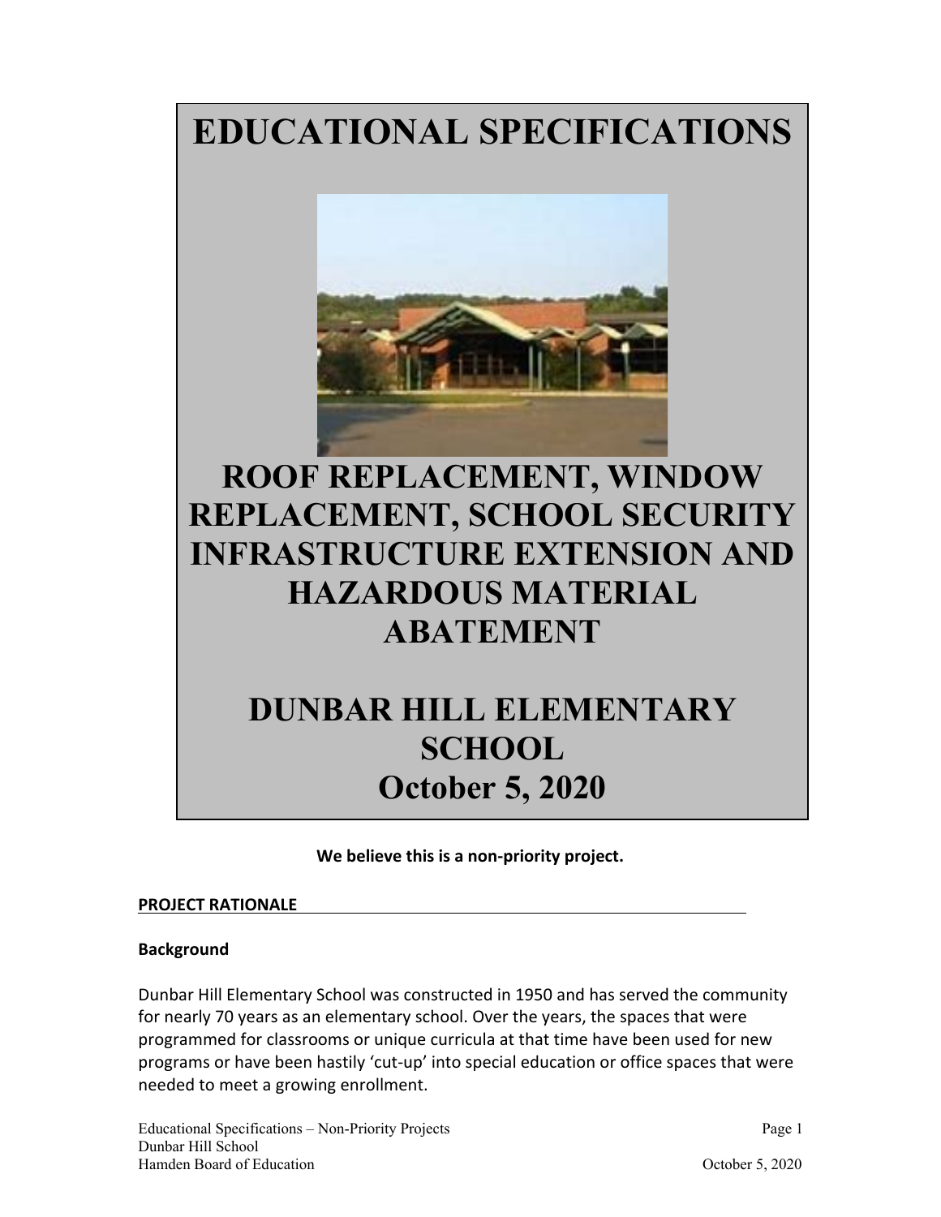# EDUCATIONAL SPECIFICATIONS

# ROOF REPLACEMENT, WINDOW REPLACEMENT, SCHOOL SECURITY INFRASTRUCTURE EXTENSION AND HAZARDOUS MATERIAL ABATEMENT

# DUNBAR HILL ELEMENTARY SCHOOL
# October 5, 2020

**We believe this is a non-priority project.**

## PROJECT RATIONALE

### Background

Dunbar Hill Elementary School was constructed in 1950 and has served the community for nearly 70 years as an elementary school. Over the years, the spaces that were programmed for classrooms or unique curricula at that time have been used for new programs or have been hastily 'cut-up' into special education or office spaces that were needed to meet a growing enrollment.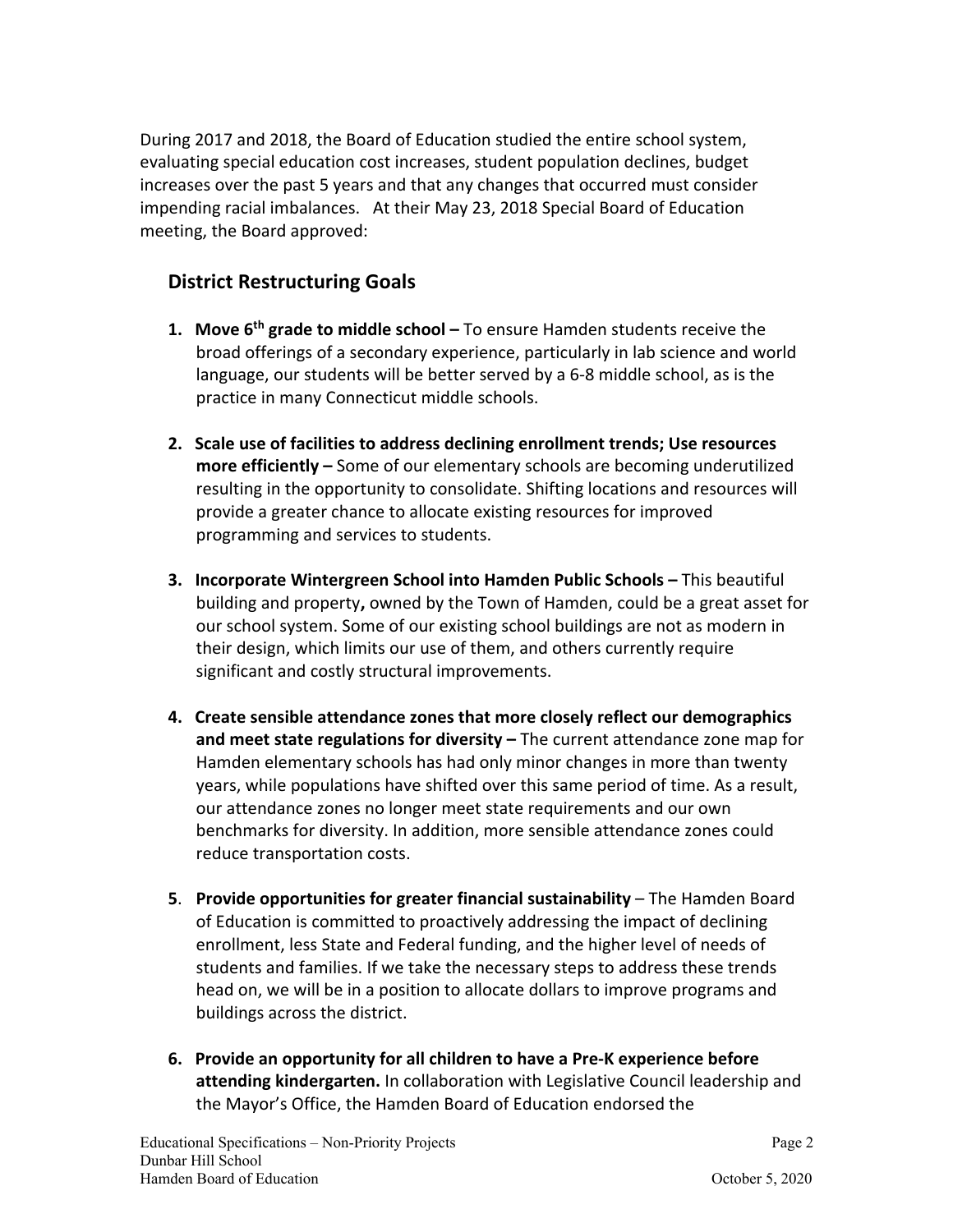During 2017 and 2018, the Board of Education studied the entire school system, evaluating special education cost increases, student population declines, budget increases over the past 5 years and that any changes that occurred must consider impending racial imbalances. At their May 23, 2018 Special Board of Education meeting, the Board approved:

## District Restructuring Goals

1. **Move 6th grade to middle school –** To ensure Hamden students receive the broad offerings of a secondary experience, particularly in lab science and world language, our students will be better served by a 6-8 middle school, as is the practice in many Connecticut middle schools.

2. **Scale use of facilities to address declining enrollment trends; Use resources more efficiently –** Some of our elementary schools are becoming underutilized resulting in the opportunity to consolidate. Shifting locations and resources will provide a greater chance to allocate existing resources for improved programming and services to students.

3. **Incorporate Wintergreen School into Hamden Public Schools –** This beautiful building and property**,** owned by the Town of Hamden, could be a great asset for our school system. Some of our existing school buildings are not as modern in their design, which limits our use of them, and others currently require significant and costly structural improvements.

4. **Create sensible attendance zones that more closely reflect our demographics and meet state regulations for diversity –** The current attendance zone map for Hamden elementary schools has had only minor changes in more than twenty years, while populations have shifted over this same period of time. As a result, our attendance zones no longer meet state requirements and our own benchmarks for diversity. In addition, more sensible attendance zones could reduce transportation costs.

5. **Provide opportunities for greater financial sustainability** – The Hamden Board of Education is committed to proactively addressing the impact of declining enrollment, less State and Federal funding, and the higher level of needs of students and families. If we take the necessary steps to address these trends head on, we will be in a position to allocate dollars to improve programs and buildings across the district.

6. **Provide an opportunity for all children to have a Pre-K experience before attending kindergarten.** In collaboration with Legislative Council leadership and the Mayor's Office, the Hamden Board of Education endorsed the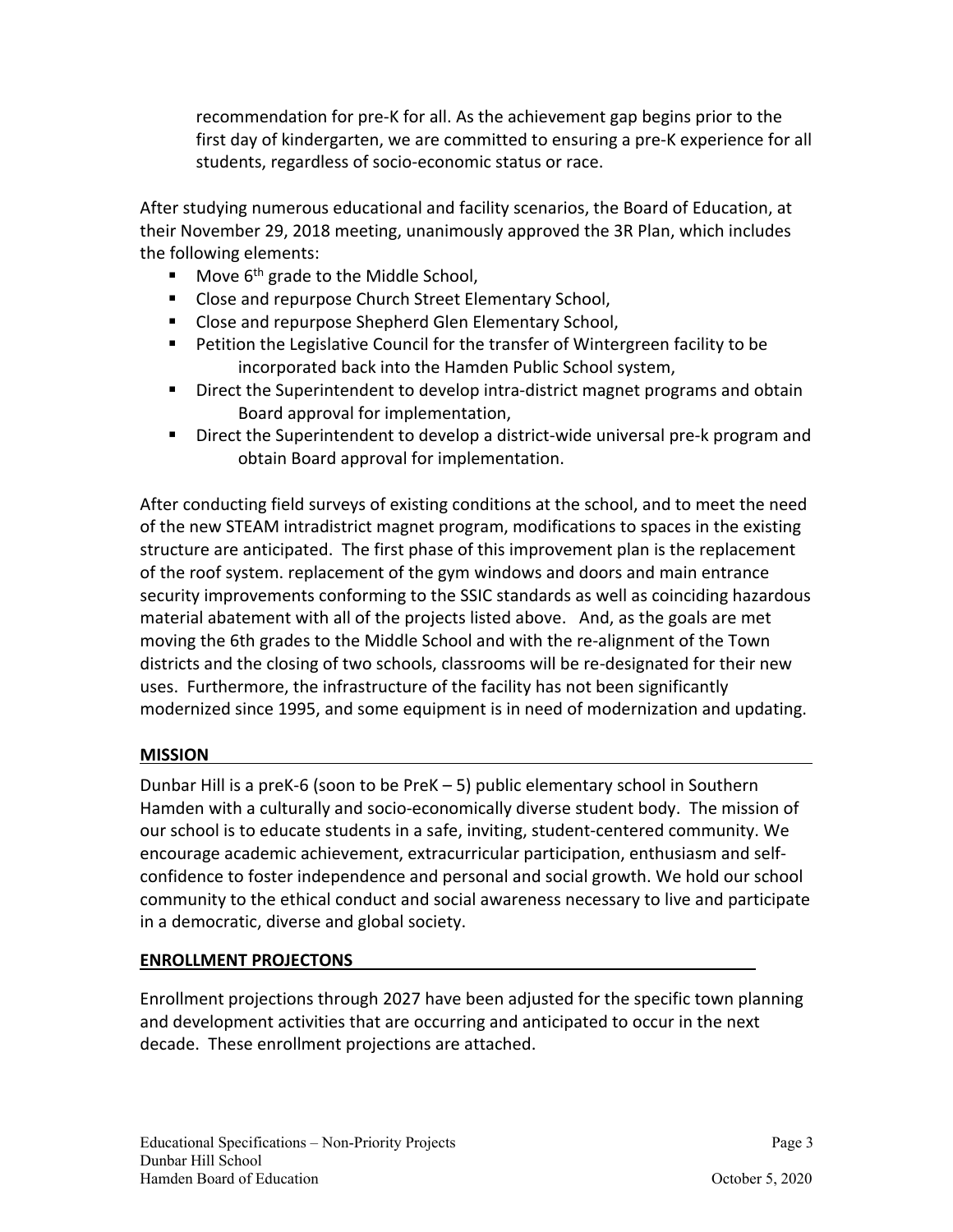recommendation for pre-K for all. As the achievement gap begins prior to the first day of kindergarten, we are committed to ensuring a pre-K experience for all students, regardless of socio-economic status or race.

After studying numerous educational and facility scenarios, the Board of Education, at their November 29, 2018 meeting, unanimously approved the 3R Plan, which includes the following elements:

- Move 6th grade to the Middle School,
- Close and repurpose Church Street Elementary School,
- Close and repurpose Shepherd Glen Elementary School,
- Petition the Legislative Council for the transfer of Wintergreen facility to be incorporated back into the Hamden Public School system,
- Direct the Superintendent to develop intra-district magnet programs and obtain Board approval for implementation,
- Direct the Superintendent to develop a district-wide universal pre-k program and obtain Board approval for implementation.

After conducting field surveys of existing conditions at the school, and to meet the need of the new STEAM intradistrict magnet program, modifications to spaces in the existing structure are anticipated. The first phase of this improvement plan is the replacement of the roof system. replacement of the gym windows and doors and main entrance security improvements conforming to the SSIC standards as well as coinciding hazardous material abatement with all of the projects listed above. And, as the goals are met moving the 6th grades to the Middle School and with the re-alignment of the Town districts and the closing of two schools, classrooms will be re-designated for their new uses. Furthermore, the infrastructure of the facility has not been significantly modernized since 1995, and some equipment is in need of modernization and updating.

## MISSION

Dunbar Hill is a preK-6 (soon to be PreK – 5) public elementary school in Southern Hamden with a culturally and socio-economically diverse student body. The mission of our school is to educate students in a safe, inviting, student-centered community. We encourage academic achievement, extracurricular participation, enthusiasm and self-confidence to foster independence and personal and social growth. We hold our school community to the ethical conduct and social awareness necessary to live and participate in a democratic, diverse and global society.

## ENROLLMENT PROJECTONS

Enrollment projections through 2027 have been adjusted for the specific town planning and development activities that are occurring and anticipated to occur in the next decade. These enrollment projections are attached.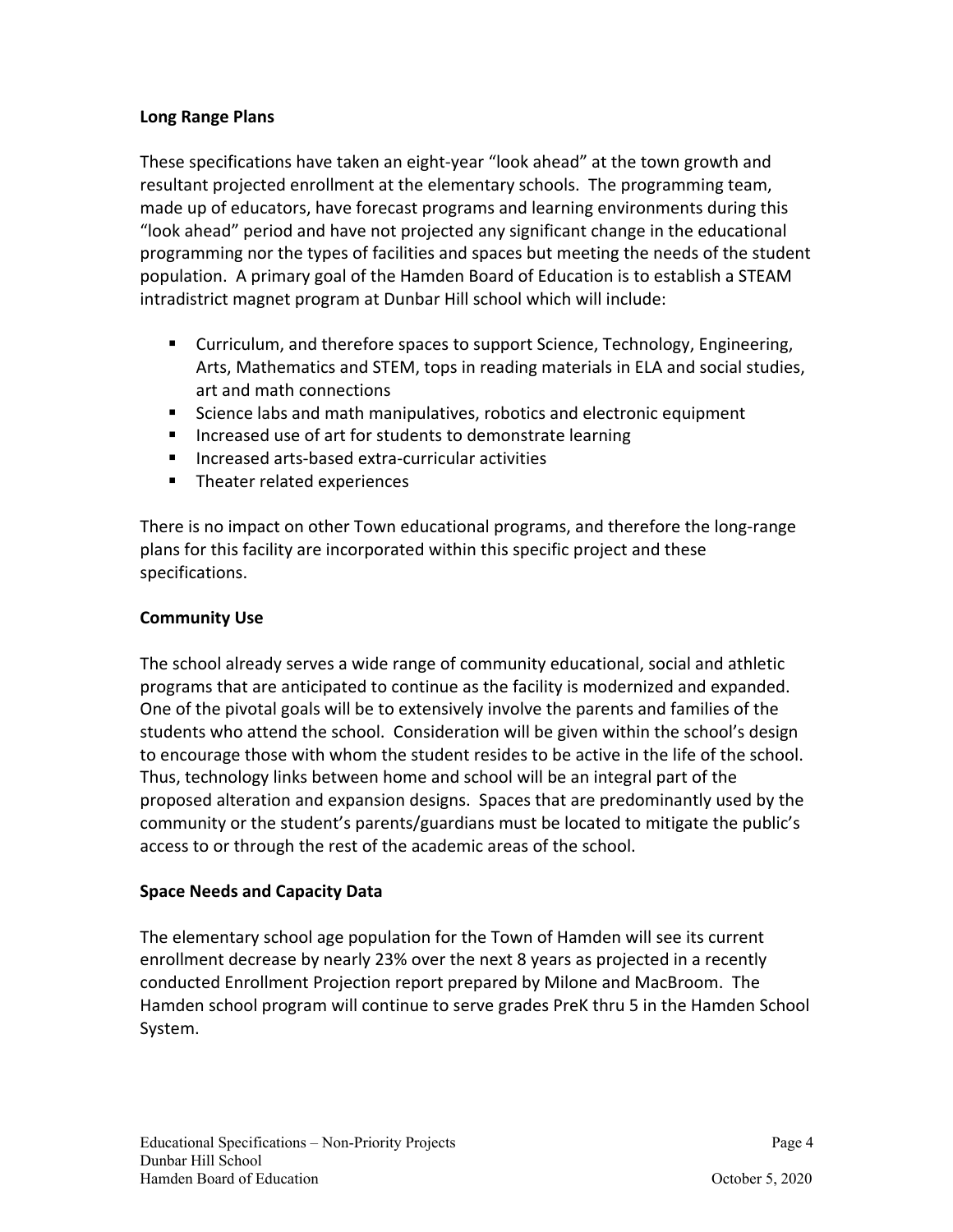**Long Range Plans**

These specifications have taken an eight-year "look ahead" at the town growth and resultant projected enrollment at the elementary schools. The programming team, made up of educators, have forecast programs and learning environments during this "look ahead" period and have not projected any significant change in the educational programming nor the types of facilities and spaces but meeting the needs of the student population. A primary goal of the Hamden Board of Education is to establish a STEAM intradistrict magnet program at Dunbar Hill school which will include:

- Curriculum, and therefore spaces to support Science, Technology, Engineering, Arts, Mathematics and STEM, tops in reading materials in ELA and social studies, art and math connections
- Science labs and math manipulatives, robotics and electronic equipment
- Increased use of art for students to demonstrate learning
- Increased arts-based extra-curricular activities
- Theater related experiences

There is no impact on other Town educational programs, and therefore the long-range plans for this facility are incorporated within this specific project and these specifications.

**Community Use**

The school already serves a wide range of community educational, social and athletic programs that are anticipated to continue as the facility is modernized and expanded. One of the pivotal goals will be to extensively involve the parents and families of the students who attend the school. Consideration will be given within the school's design to encourage those with whom the student resides to be active in the life of the school. Thus, technology links between home and school will be an integral part of the proposed alteration and expansion designs. Spaces that are predominantly used by the community or the student's parents/guardians must be located to mitigate the public's access to or through the rest of the academic areas of the school.

**Space Needs and Capacity Data**

The elementary school age population for the Town of Hamden will see its current enrollment decrease by nearly 23% over the next 8 years as projected in a recently conducted Enrollment Projection report prepared by Milone and MacBroom. The Hamden school program will continue to serve grades PreK thru 5 in the Hamden School System.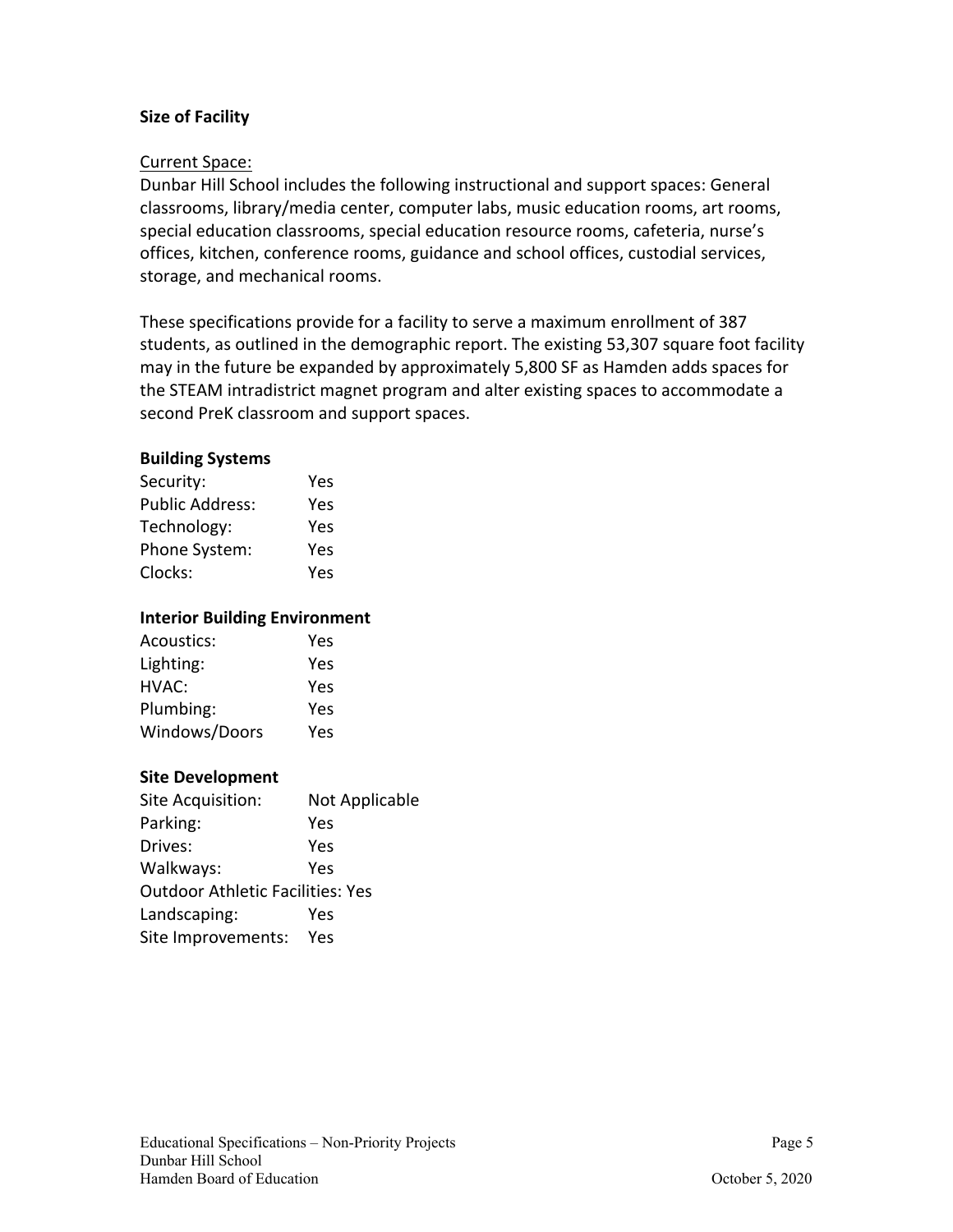### Size of Facility

Current Space:

Dunbar Hill School includes the following instructional and support spaces: General classrooms, library/media center, computer labs, music education rooms, art rooms, special education classrooms, special education resource rooms, cafeteria, nurse's offices, kitchen, conference rooms, guidance and school offices, custodial services, storage, and mechanical rooms.

These specifications provide for a facility to serve a maximum enrollment of 387 students, as outlined in the demographic report. The existing 53,307 square foot facility may in the future be expanded by approximately 5,800 SF as Hamden adds spaces for the STEAM intradistrict magnet program and alter existing spaces to accommodate a second PreK classroom and support spaces.

### Building Systems

Security: Yes
Public Address: Yes
Technology: Yes
Phone System: Yes
Clocks: Yes

### Interior Building Environment

Acoustics: Yes
Lighting: Yes
HVAC: Yes
Plumbing: Yes
Windows/Doors Yes

### Site Development

Site Acquisition: Not Applicable
Parking: Yes
Drives: Yes
Walkways: Yes
Outdoor Athletic Facilities: Yes
Landscaping: Yes
Site Improvements: Yes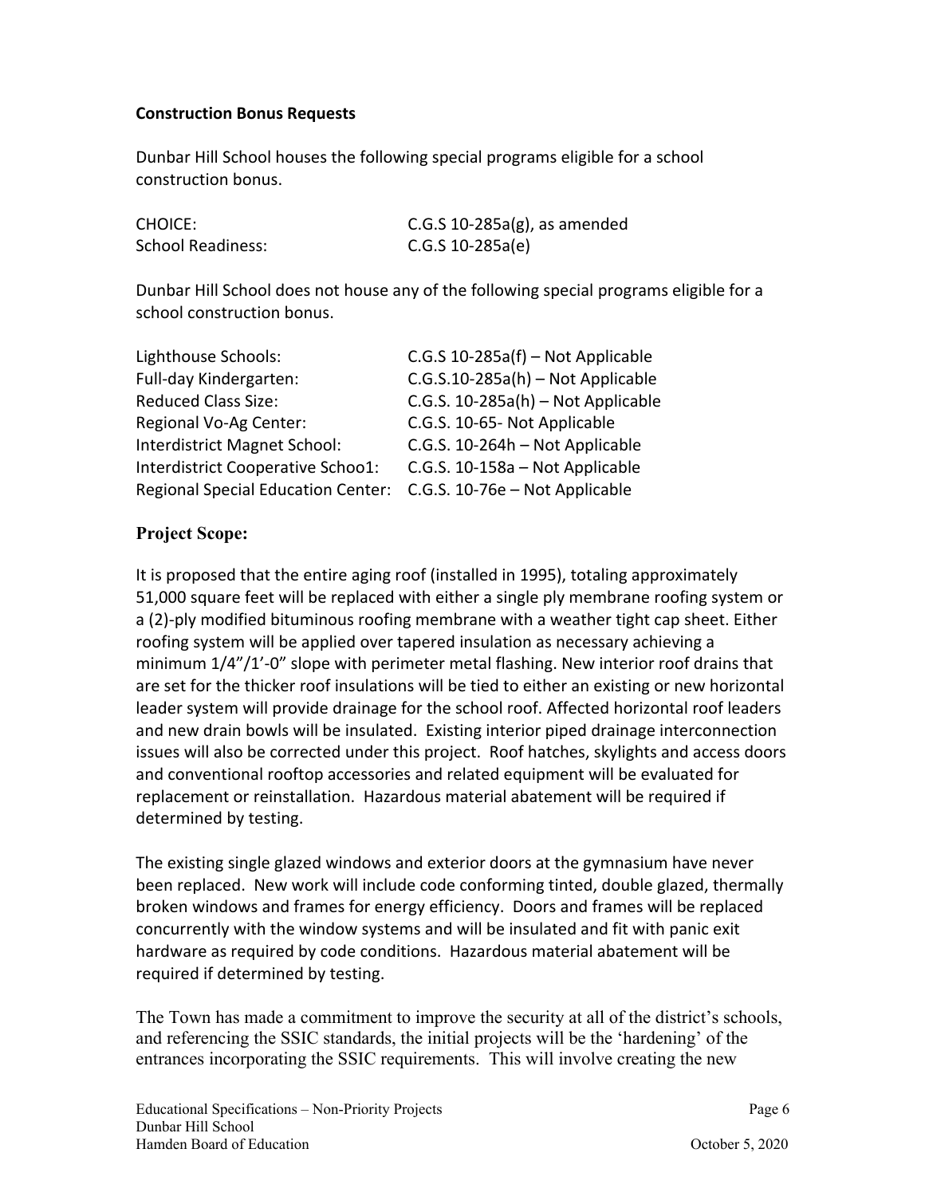**Construction Bonus Requests**

Dunbar Hill School houses the following special programs eligible for a school construction bonus.

| | |
|---|---|
| CHOICE: | C.G.S 10-285a(g), as amended |
| School Readiness: | C.G.S 10-285a(e) |

Dunbar Hill School does not house any of the following special programs eligible for a school construction bonus.

| | |
|---|---|
| Lighthouse Schools: | C.G.S 10-285a(f) – Not Applicable |
| Full-day Kindergarten: | C.G.S.10-285a(h) – Not Applicable |
| Reduced Class Size: | C.G.S. 10-285a(h) – Not Applicable |
| Regional Vo-Ag Center: | C.G.S. 10-65- Not Applicable |
| Interdistrict Magnet School: | C.G.S. 10-264h – Not Applicable |
| Interdistrict Cooperative Schoo1: | C.G.S. 10-158a – Not Applicable |
| Regional Special Education Center: | C.G.S. 10-76e – Not Applicable |

**Project Scope:**

It is proposed that the entire aging roof (installed in 1995), totaling approximately 51,000 square feet will be replaced with either a single ply membrane roofing system or a (2)-ply modified bituminous roofing membrane with a weather tight cap sheet. Either roofing system will be applied over tapered insulation as necessary achieving a minimum 1/4"/1'-0" slope with perimeter metal flashing. New interior roof drains that are set for the thicker roof insulations will be tied to either an existing or new horizontal leader system will provide drainage for the school roof. Affected horizontal roof leaders and new drain bowls will be insulated. Existing interior piped drainage interconnection issues will also be corrected under this project. Roof hatches, skylights and access doors and conventional rooftop accessories and related equipment will be evaluated for replacement or reinstallation. Hazardous material abatement will be required if determined by testing.

The existing single glazed windows and exterior doors at the gymnasium have never been replaced. New work will include code conforming tinted, double glazed, thermally broken windows and frames for energy efficiency. Doors and frames will be replaced concurrently with the window systems and will be insulated and fit with panic exit hardware as required by code conditions. Hazardous material abatement will be required if determined by testing.

The Town has made a commitment to improve the security at all of the district's schools, and referencing the SSIC standards, the initial projects will be the 'hardening' of the entrances incorporating the SSIC requirements. This will involve creating the new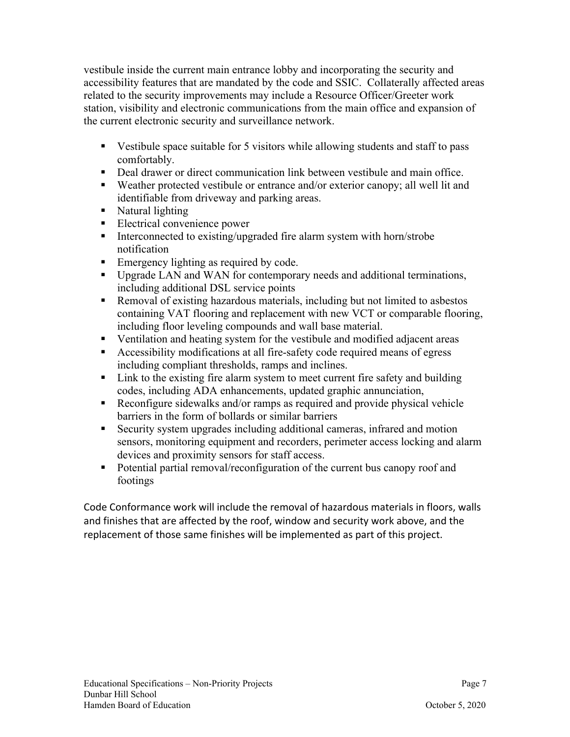vestibule inside the current main entrance lobby and incorporating the security and accessibility features that are mandated by the code and SSIC. Collaterally affected areas related to the security improvements may include a Resource Officer/Greeter work station, visibility and electronic communications from the main office and expansion of the current electronic security and surveillance network.

- Vestibule space suitable for 5 visitors while allowing students and staff to pass comfortably.
- Deal drawer or direct communication link between vestibule and main office.
- Weather protected vestibule or entrance and/or exterior canopy; all well lit and identifiable from driveway and parking areas.
- Natural lighting
- Electrical convenience power
- Interconnected to existing/upgraded fire alarm system with horn/strobe notification
- Emergency lighting as required by code.
- Upgrade LAN and WAN for contemporary needs and additional terminations, including additional DSL service points
- Removal of existing hazardous materials, including but not limited to asbestos containing VAT flooring and replacement with new VCT or comparable flooring, including floor leveling compounds and wall base material.
- Ventilation and heating system for the vestibule and modified adjacent areas
- Accessibility modifications at all fire-safety code required means of egress including compliant thresholds, ramps and inclines.
- Link to the existing fire alarm system to meet current fire safety and building codes, including ADA enhancements, updated graphic annunciation,
- Reconfigure sidewalks and/or ramps as required and provide physical vehicle barriers in the form of bollards or similar barriers
- Security system upgrades including additional cameras, infrared and motion sensors, monitoring equipment and recorders, perimeter access locking and alarm devices and proximity sensors for staff access.
- Potential partial removal/reconfiguration of the current bus canopy roof and footings

Code Conformance work will include the removal of hazardous materials in floors, walls and finishes that are affected by the roof, window and security work above, and the replacement of those same finishes will be implemented as part of this project.